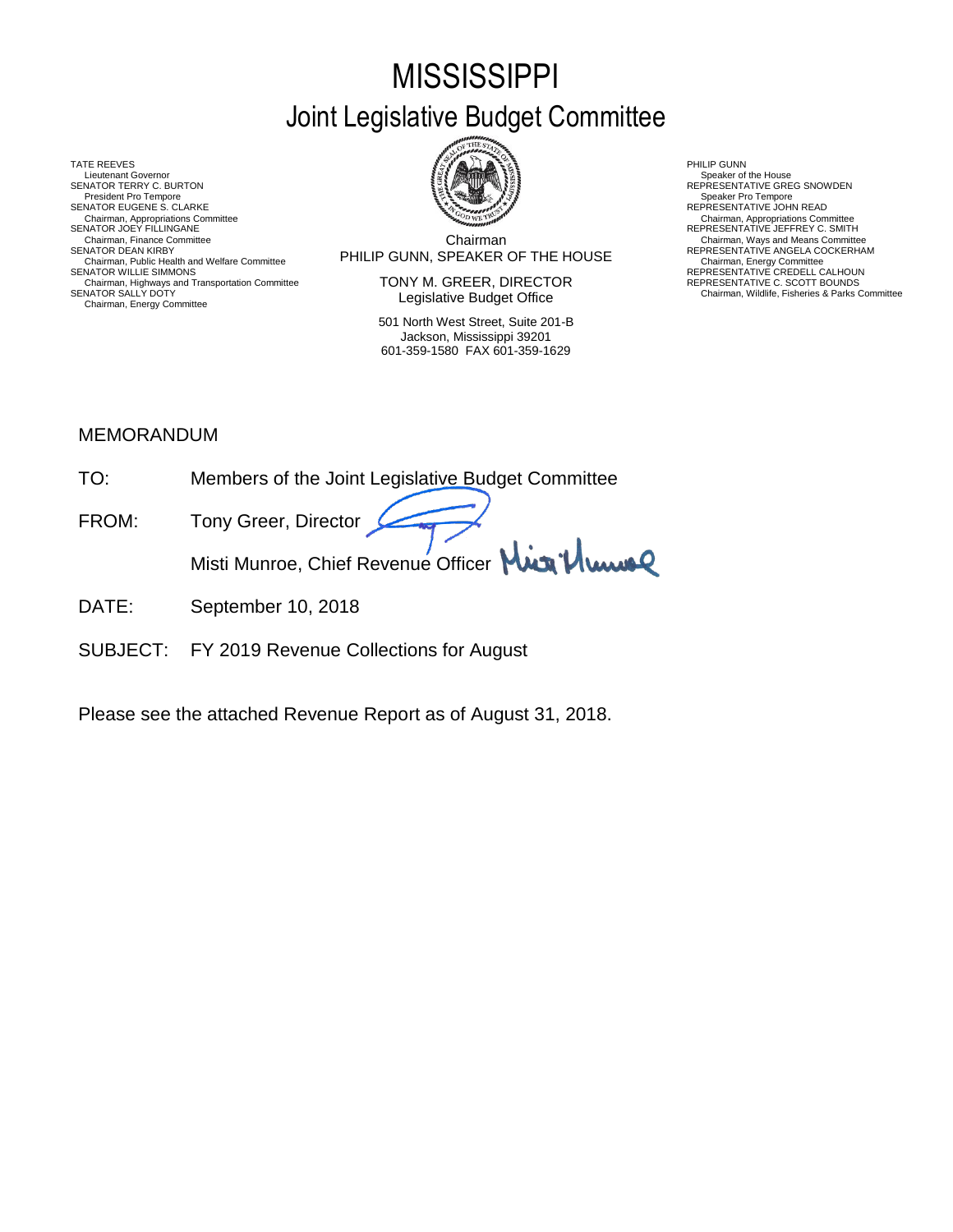# MISSISSIPPI
## Joint Legislative Budget Committee

TATE REEVES
Lieutenant Governor
SENATOR TERRY C. BURTON
President Pro Tempore
SENATOR EUGENE S. CLARKE
Chairman, Appropriations Committee
SENATOR JOEY FILLINGANE
Chairman, Finance Committee
SENATOR DEAN KIRBY
Chairman, Public Health and Welfare Committee
SENATOR WILLIE SIMMONS
Chairman, Highways and Transportation Committee
SENATOR SALLY DOTY
Chairman, Energy Committee

Chairman
PHILIP GUNN, SPEAKER OF THE HOUSE

TONY M. GREER, DIRECTOR
Legislative Budget Office

501 North West Street, Suite 201-B
Jackson, Mississippi 39201
601-359-1580 FAX 601-359-1629

PHILIP GUNN
Speaker of the House
REPRESENTATIVE GREG SNOWDEN
Speaker Pro Tempore
REPRESENTATIVE JOHN READ
Chairman, Appropriations Committee
REPRESENTATIVE JEFFREY C. SMITH
Chairman, Ways and Means Committee
REPRESENTATIVE ANGELA COCKERHAM
Chairman, Energy Committee
REPRESENTATIVE CREDELL CALHOUN
REPRESENTATIVE C. SCOTT BOUNDS
Chairman, Wildlife, Fisheries & Parks Committee

MEMORANDUM

TO: Members of the Joint Legislative Budget Committee

FROM: Tony Greer, Director

Misti Munroe, Chief Revenue Officer

DATE: September 10, 2018

SUBJECT: FY 2019 Revenue Collections for August

Please see the attached Revenue Report as of August 31, 2018.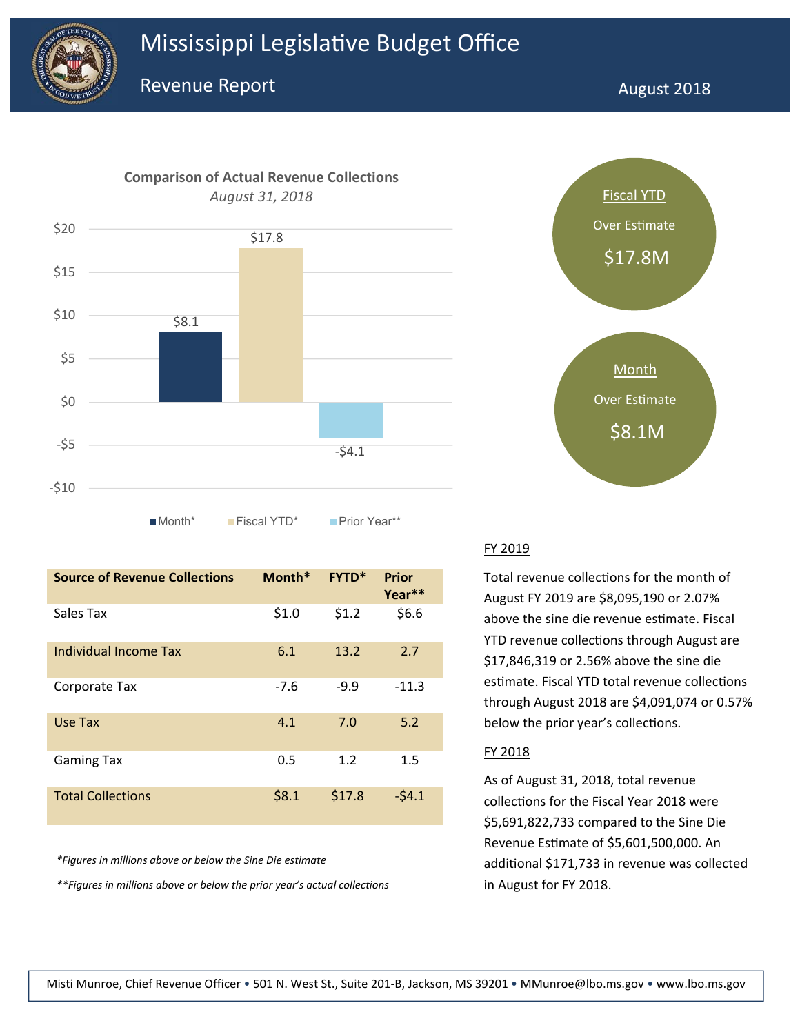# Mississippi Legislative Budget Office

## Revenue Report

August 2018

**Comparison of Actual Revenue Collections**

*August 31, 2018*

| | Month* | Fiscal YTD* | Prior Year** |
|---|---|---|---|
| Total | $8.1 | $17.8 | -$4.1 |

Fiscal YTD
Over Estimate
$17.8M

Month
Over Estimate
$8.1M

| Source of Revenue Collections | Month* | FYTD* | Prior Year** |
|---|---|---|---|
| Sales Tax | $1.0 | $1.2 | $6.6 |
| Individual Income Tax | 6.1 | 13.2 | 2.7 |
| Corporate Tax | -7.6 | -9.9 | -11.3 |
| Use Tax | 4.1 | 7.0 | 5.2 |
| Gaming Tax | 0.5 | 1.2 | 1.5 |
| Total Collections | $8.1 | $17.8 | -$4.1 |

*\*Figures in millions above or below the Sine Die estimate*

*\*\*Figures in millions above or below the prior year's actual collections*

### FY 2019

Total revenue collections for the month of August FY 2019 are $8,095,190 or 2.07% above the sine die revenue estimate. Fiscal YTD revenue collections through August are $17,846,319 or 2.56% above the sine die estimate. Fiscal YTD total revenue collections through August 2018 are $4,091,074 or 0.57% below the prior year's collections.

### FY 2018

As of August 31, 2018, total revenue collections for the Fiscal Year 2018 were $5,691,822,733 compared to the Sine Die Revenue Estimate of $5,601,500,000. An additional $171,733 in revenue was collected in August for FY 2018.

Misti Munroe, Chief Revenue Officer • 501 N. West St., Suite 201-B, Jackson, MS 39201 • MMunroe@lbo.ms.gov • www.lbo.ms.gov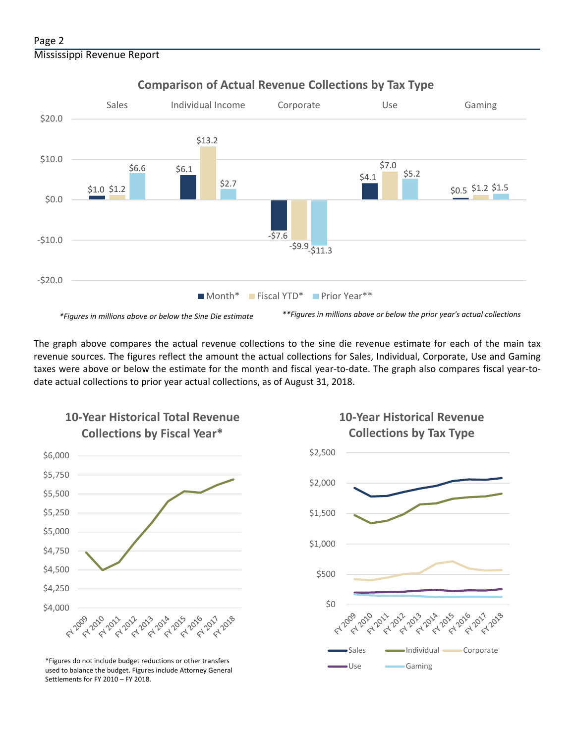## Comparison of Actual Revenue Collections by Tax Type

| | Sales | Individual Income | Corporate | Use | Gaming |
|---|---|---|---|---|---|
| Month* | $1.0 | $6.1 | -$7.6 | $4.1 | $0.5 |
| Fiscal YTD* | $1.2 | $13.2 | -$9.9 | $7.0 | $1.2 |
| Prior Year** | $6.6 | $2.7 | -$11.3 | $5.2 | $1.5 |

*\*Figures in millions above or below the Sine Die estimate*

*\*\*Figures in millions above or below the prior year's actual collections*

The graph above compares the actual revenue collections to the sine die revenue estimate for each of the main tax revenue sources. The figures reflect the amount the actual collections for Sales, Individual, Corporate, Use and Gaming taxes were above or below the estimate for the month and fiscal year-to-date. The graph also compares fiscal year-to-date actual collections to prior year actual collections, as of August 31, 2018.

## 10-Year Historical Total Revenue Collections by Fiscal Year*

\*Figures do not include budget reductions or other transfers used to balance the budget. Figures include Attorney General Settlements for FY 2010 – FY 2018.

## 10-Year Historical Revenue Collections by Tax Type

Sales, Individual, Corporate, Use, Gaming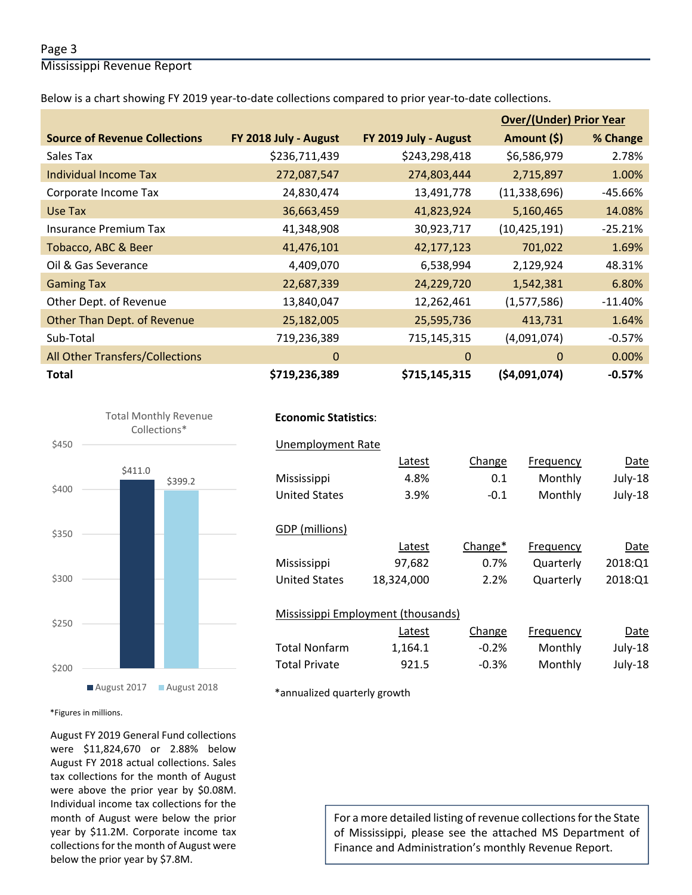Below is a chart showing FY 2019 year-to-date collections compared to prior year-to-date collections.

| Source of Revenue Collections | FY 2018 July - August | FY 2019 July - August | Over/(Under) Prior Year Amount ($) | % Change |
|---|---|---|---|---|
| Sales Tax | $236,711,439 | $243,298,418 | $6,586,979 | 2.78% |
| Individual Income Tax | 272,087,547 | 274,803,444 | 2,715,897 | 1.00% |
| Corporate Income Tax | 24,830,474 | 13,491,778 | (11,338,696) | -45.66% |
| Use Tax | 36,663,459 | 41,823,924 | 5,160,465 | 14.08% |
| Insurance Premium Tax | 41,348,908 | 30,923,717 | (10,425,191) | -25.21% |
| Tobacco, ABC & Beer | 41,476,101 | 42,177,123 | 701,022 | 1.69% |
| Oil & Gas Severance | 4,409,070 | 6,538,994 | 2,129,924 | 48.31% |
| Gaming Tax | 22,687,339 | 24,229,720 | 1,542,381 | 6.80% |
| Other Dept. of Revenue | 13,840,047 | 12,262,461 | (1,577,586) | -11.40% |
| Other Than Dept. of Revenue | 25,182,005 | 25,595,736 | 413,731 | 1.64% |
| Sub-Total | 719,236,389 | 715,145,315 | (4,091,074) | -0.57% |
| All Other Transfers/Collections | 0 | 0 | 0 | 0.00% |
| **Total** | **$719,236,389** | **$715,145,315** | **($4,091,074)** | **-0.57%** |

Total Monthly Revenue Collections*

| | August 2017 | August 2018 |
|---|---|---|
| Total Monthly Revenue Collections | $411.0 | $399.2 |

*Figures in millions.

August FY 2019 General Fund collections were $11,824,670 or 2.88% below August FY 2018 actual collections. Sales tax collections for the month of August were above the prior year by $0.08M. Individual income tax collections for the month of August were below the prior year by $11.2M. Corporate income tax collections for the month of August were below the prior year by $7.8M.

**Economic Statistics**:

Unemployment Rate

| | Latest | Change | Frequency | Date |
|---|---|---|---|---|
| Mississippi | 4.8% | 0.1 | Monthly | July-18 |
| United States | 3.9% | -0.1 | Monthly | July-18 |

GDP (millions)

| | Latest | Change* | Frequency | Date |
|---|---|---|---|---|
| Mississippi | 97,682 | 0.7% | Quarterly | 2018:Q1 |
| United States | 18,324,000 | 2.2% | Quarterly | 2018:Q1 |

Mississippi Employment (thousands)

| | Latest | Change | Frequency | Date |
|---|---|---|---|---|
| Total Nonfarm | 1,164.1 | -0.2% | Monthly | July-18 |
| Total Private | 921.5 | -0.3% | Monthly | July-18 |

*annualized quarterly growth

For a more detailed listing of revenue collections for the State of Mississippi, please see the attached MS Department of Finance and Administration's monthly Revenue Report.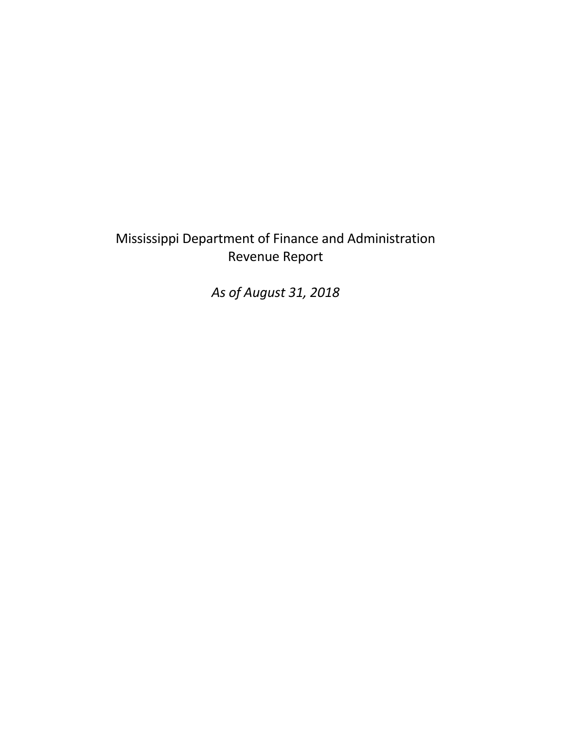# Mississippi Department of Finance and Administration
# Revenue Report

*As of August 31, 2018*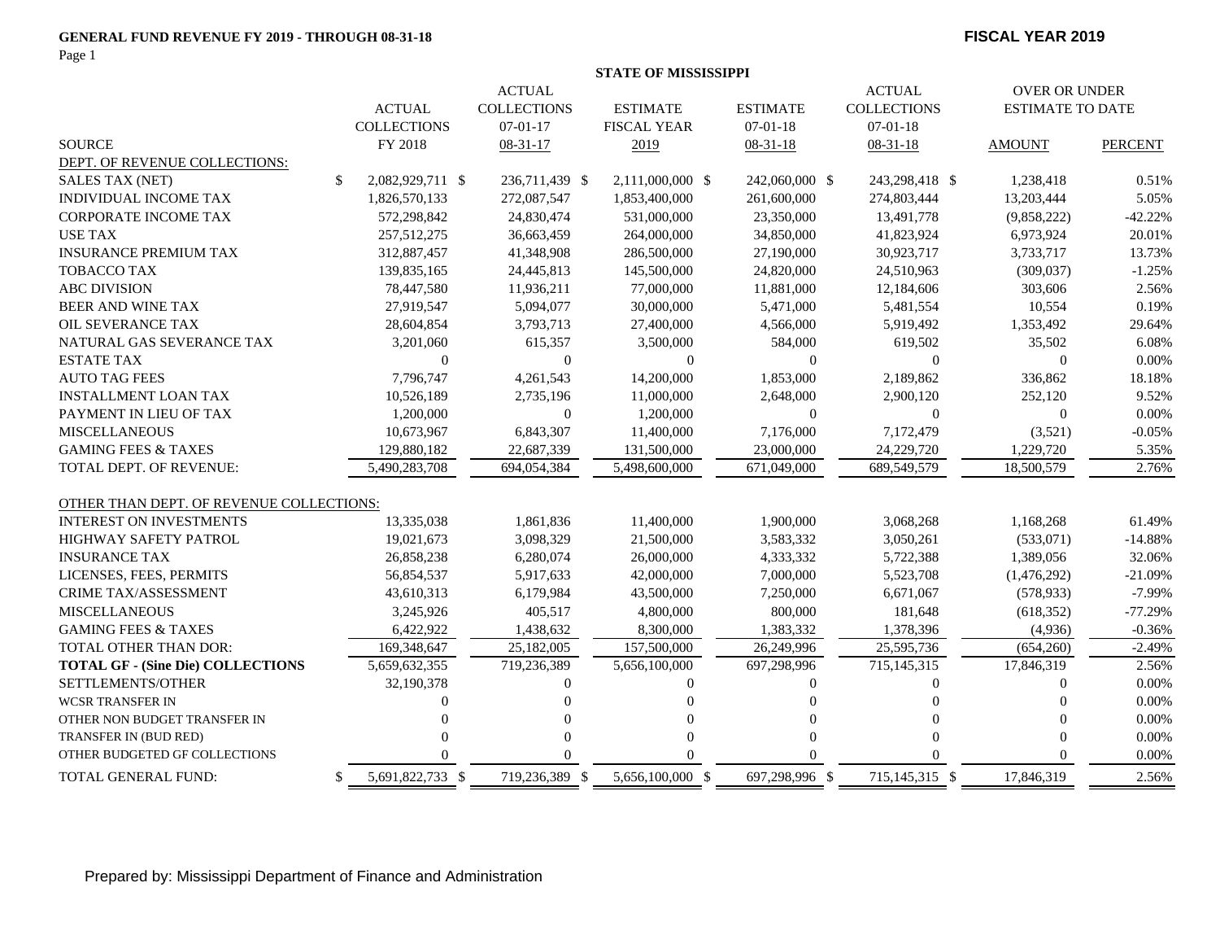**GENERAL FUND REVENUE FY 2019 - THROUGH 08-31-18**

**FISCAL YEAR 2019**

**STATE OF MISSISSIPPI**

| SOURCE | ACTUAL COLLECTIONS FY 2018 | ACTUAL COLLECTIONS 07-01-17 08-31-17 | ESTIMATE FISCAL YEAR 2019 | ESTIMATE 07-01-18 08-31-18 | ACTUAL COLLECTIONS 07-01-18 08-31-18 | OVER OR UNDER ESTIMATE TO DATE AMOUNT | OVER OR UNDER ESTIMATE TO DATE PERCENT |
|---|---|---|---|---|---|---|---|
| DEPT. OF REVENUE COLLECTIONS: | | | | | | | |
| SALES TAX (NET) | $ 2,082,929,711 | $ 236,711,439 | $ 2,111,000,000 | $ 242,060,000 | $ 243,298,418 | $ 1,238,418 | 0.51% |
| INDIVIDUAL INCOME TAX | 1,826,570,133 | 272,087,547 | 1,853,400,000 | 261,600,000 | 274,803,444 | 13,203,444 | 5.05% |
| CORPORATE INCOME TAX | 572,298,842 | 24,830,474 | 531,000,000 | 23,350,000 | 13,491,778 | (9,858,222) | -42.22% |
| USE TAX | 257,512,275 | 36,663,459 | 264,000,000 | 34,850,000 | 41,823,924 | 6,973,924 | 20.01% |
| INSURANCE PREMIUM TAX | 312,887,457 | 41,348,908 | 286,500,000 | 27,190,000 | 30,923,717 | 3,733,717 | 13.73% |
| TOBACCO TAX | 139,835,165 | 24,445,813 | 145,500,000 | 24,820,000 | 24,510,963 | (309,037) | -1.25% |
| ABC DIVISION | 78,447,580 | 11,936,211 | 77,000,000 | 11,881,000 | 12,184,606 | 303,606 | 2.56% |
| BEER AND WINE TAX | 27,919,547 | 5,094,077 | 30,000,000 | 5,471,000 | 5,481,554 | 10,554 | 0.19% |
| OIL SEVERANCE TAX | 28,604,854 | 3,793,713 | 27,400,000 | 4,566,000 | 5,919,492 | 1,353,492 | 29.64% |
| NATURAL GAS SEVERANCE TAX | 3,201,060 | 615,357 | 3,500,000 | 584,000 | 619,502 | 35,502 | 6.08% |
| ESTATE TAX | 0 | 0 | 0 | 0 | 0 | 0 | 0.00% |
| AUTO TAG FEES | 7,796,747 | 4,261,543 | 14,200,000 | 1,853,000 | 2,189,862 | 336,862 | 18.18% |
| INSTALLMENT LOAN TAX | 10,526,189 | 2,735,196 | 11,000,000 | 2,648,000 | 2,900,120 | 252,120 | 9.52% |
| PAYMENT IN LIEU OF TAX | 1,200,000 | 0 | 1,200,000 | 0 | 0 | 0 | 0.00% |
| MISCELLANEOUS | 10,673,967 | 6,843,307 | 11,400,000 | 7,176,000 | 7,172,479 | (3,521) | -0.05% |
| GAMING FEES & TAXES | 129,880,182 | 22,687,339 | 131,500,000 | 23,000,000 | 24,229,720 | 1,229,720 | 5.35% |
| TOTAL DEPT. OF REVENUE: | 5,490,283,708 | 694,054,384 | 5,498,600,000 | 671,049,000 | 689,549,579 | 18,500,579 | 2.76% |
| OTHER THAN DEPT. OF REVENUE COLLECTIONS: | | | | | | | |
| INTEREST ON INVESTMENTS | 13,335,038 | 1,861,836 | 11,400,000 | 1,900,000 | 3,068,268 | 1,168,268 | 61.49% |
| HIGHWAY SAFETY PATROL | 19,021,673 | 3,098,329 | 21,500,000 | 3,583,332 | 3,050,261 | (533,071) | -14.88% |
| INSURANCE TAX | 26,858,238 | 6,280,074 | 26,000,000 | 4,333,332 | 5,722,388 | 1,389,056 | 32.06% |
| LICENSES, FEES, PERMITS | 56,854,537 | 5,917,633 | 42,000,000 | 7,000,000 | 5,523,708 | (1,476,292) | -21.09% |
| CRIME TAX/ASSESSMENT | 43,610,313 | 6,179,984 | 43,500,000 | 7,250,000 | 6,671,067 | (578,933) | -7.99% |
| MISCELLANEOUS | 3,245,926 | 405,517 | 4,800,000 | 800,000 | 181,648 | (618,352) | -77.29% |
| GAMING FEES & TAXES | 6,422,922 | 1,438,632 | 8,300,000 | 1,383,332 | 1,378,396 | (4,936) | -0.36% |
| TOTAL OTHER THAN DOR: | 169,348,647 | 25,182,005 | 157,500,000 | 26,249,996 | 25,595,736 | (654,260) | -2.49% |
| **TOTAL GF - (Sine Die) COLLECTIONS** | 5,659,632,355 | 719,236,389 | 5,656,100,000 | 697,298,996 | 715,145,315 | 17,846,319 | 2.56% |
| SETTLEMENTS/OTHER | 32,190,378 | 0 | 0 | 0 | 0 | 0 | 0.00% |
| WCSR TRANSFER IN | 0 | 0 | 0 | 0 | 0 | 0 | 0.00% |
| OTHER NON BUDGET TRANSFER IN | 0 | 0 | 0 | 0 | 0 | 0 | 0.00% |
| TRANSFER IN (BUD RED) | 0 | 0 | 0 | 0 | 0 | 0 | 0.00% |
| OTHER BUDGETED GF COLLECTIONS | 0 | 0 | 0 | 0 | 0 | 0 | 0.00% |
| TOTAL GENERAL FUND: | $ 5,691,822,733 | $ 719,236,389 | $ 5,656,100,000 | $ 697,298,996 | $ 715,145,315 | $ 17,846,319 | 2.56% |

Prepared by: Mississippi Department of Finance and Administration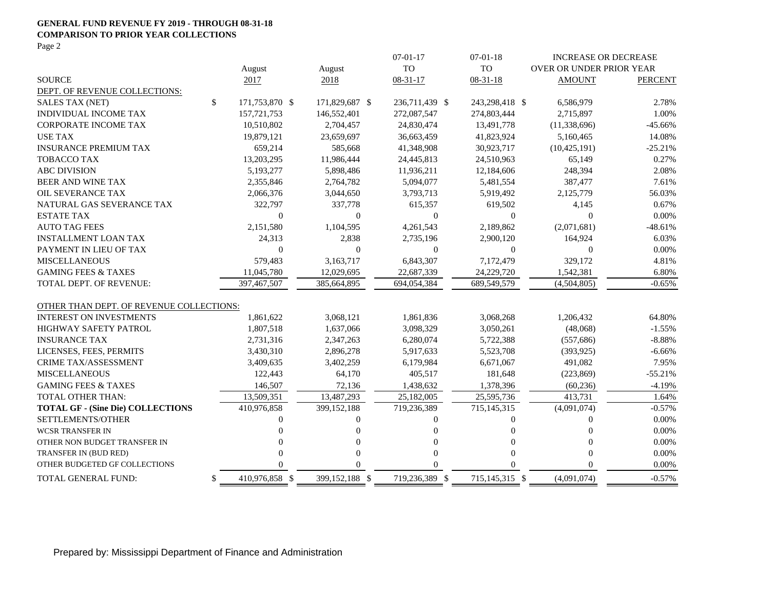**GENERAL FUND REVENUE FY 2019 - THROUGH 08-31-18**
**COMPARISON TO PRIOR YEAR COLLECTIONS**

Page 2

| SOURCE | August 2017 | August 2018 | 07-01-17 TO 08-31-17 | 07-01-18 TO 08-31-18 | INCREASE OR DECREASE OVER OR UNDER PRIOR YEAR AMOUNT | PERCENT |
|---|---|---|---|---|---|---|
| DEPT. OF REVENUE COLLECTIONS: | | | | | | |
| SALES TAX (NET) | $ 171,753,870 | $ 171,829,687 | $ 236,711,439 | $ 243,298,418 | $ 6,586,979 | 2.78% |
| INDIVIDUAL INCOME TAX | 157,721,753 | 146,552,401 | 272,087,547 | 274,803,444 | 2,715,897 | 1.00% |
| CORPORATE INCOME TAX | 10,510,802 | 2,704,457 | 24,830,474 | 13,491,778 | (11,338,696) | -45.66% |
| USE TAX | 19,879,121 | 23,659,697 | 36,663,459 | 41,823,924 | 5,160,465 | 14.08% |
| INSURANCE PREMIUM TAX | 659,214 | 585,668 | 41,348,908 | 30,923,717 | (10,425,191) | -25.21% |
| TOBACCO TAX | 13,203,295 | 11,986,444 | 24,445,813 | 24,510,963 | 65,149 | 0.27% |
| ABC DIVISION | 5,193,277 | 5,898,486 | 11,936,211 | 12,184,606 | 248,394 | 2.08% |
| BEER AND WINE TAX | 2,355,846 | 2,764,782 | 5,094,077 | 5,481,554 | 387,477 | 7.61% |
| OIL SEVERANCE TAX | 2,066,376 | 3,044,650 | 3,793,713 | 5,919,492 | 2,125,779 | 56.03% |
| NATURAL GAS SEVERANCE TAX | 322,797 | 337,778 | 615,357 | 619,502 | 4,145 | 0.67% |
| ESTATE TAX | 0 | 0 | 0 | 0 | 0 | 0.00% |
| AUTO TAG FEES | 2,151,580 | 1,104,595 | 4,261,543 | 2,189,862 | (2,071,681) | -48.61% |
| INSTALLMENT LOAN TAX | 24,313 | 2,838 | 2,735,196 | 2,900,120 | 164,924 | 6.03% |
| PAYMENT IN LIEU OF TAX | 0 | 0 | 0 | 0 | 0 | 0.00% |
| MISCELLANEOUS | 579,483 | 3,163,717 | 6,843,307 | 7,172,479 | 329,172 | 4.81% |
| GAMING FEES & TAXES | 11,045,780 | 12,029,695 | 22,687,339 | 24,229,720 | 1,542,381 | 6.80% |
| TOTAL DEPT. OF REVENUE: | 397,467,507 | 385,664,895 | 694,054,384 | 689,549,579 | (4,504,805) | -0.65% |
| OTHER THAN DEPT. OF REVENUE COLLECTIONS: | | | | | | |
| INTEREST ON INVESTMENTS | 1,861,622 | 3,068,121 | 1,861,836 | 3,068,268 | 1,206,432 | 64.80% |
| HIGHWAY SAFETY PATROL | 1,807,518 | 1,637,066 | 3,098,329 | 3,050,261 | (48,068) | -1.55% |
| INSURANCE TAX | 2,731,316 | 2,347,263 | 6,280,074 | 5,722,388 | (557,686) | -8.88% |
| LICENSES, FEES, PERMITS | 3,430,310 | 2,896,278 | 5,917,633 | 5,523,708 | (393,925) | -6.66% |
| CRIME TAX/ASSESSMENT | 3,409,635 | 3,402,259 | 6,179,984 | 6,671,067 | 491,082 | 7.95% |
| MISCELLANEOUS | 122,443 | 64,170 | 405,517 | 181,648 | (223,869) | -55.21% |
| GAMING FEES & TAXES | 146,507 | 72,136 | 1,438,632 | 1,378,396 | (60,236) | -4.19% |
| TOTAL OTHER THAN: | 13,509,351 | 13,487,293 | 25,182,005 | 25,595,736 | 413,731 | 1.64% |
| **TOTAL GF - (Sine Die) COLLECTIONS** | 410,976,858 | 399,152,188 | 719,236,389 | 715,145,315 | (4,091,074) | -0.57% |
| SETTLEMENTS/OTHER | 0 | 0 | 0 | 0 | 0 | 0.00% |
| WCSR TRANSFER IN | 0 | 0 | 0 | 0 | 0 | 0.00% |
| OTHER NON BUDGET TRANSFER IN | 0 | 0 | 0 | 0 | 0 | 0.00% |
| TRANSFER IN (BUD RED) | 0 | 0 | 0 | 0 | 0 | 0.00% |
| OTHER BUDGETED GF COLLECTIONS | 0 | 0 | 0 | 0 | 0 | 0.00% |
| TOTAL GENERAL FUND: | $ 410,976,858 | $ 399,152,188 | $ 719,236,389 | $ 715,145,315 | $ (4,091,074) | -0.57% |

Prepared by: Mississippi Department of Finance and Administration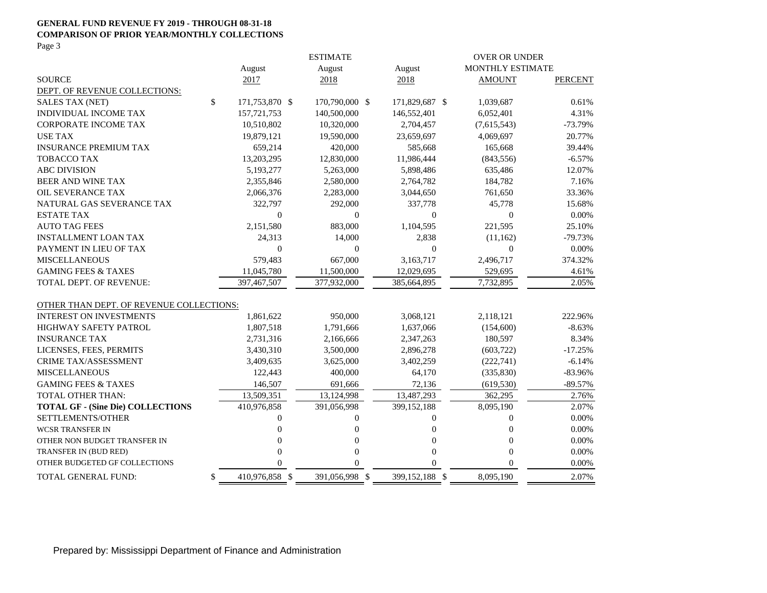**GENERAL FUND REVENUE FY 2019 - THROUGH 08-31-18**
**COMPARISON OF PRIOR YEAR/MONTHLY COLLECTIONS**
Page 3

| SOURCE | August 2017 | ESTIMATE August 2018 | August 2018 | OVER OR UNDER MONTHLY ESTIMATE AMOUNT | PERCENT |
|---|---|---|---|---|---|
| DEPT. OF REVENUE COLLECTIONS: | | | | | |
| SALES TAX (NET) | $ 171,753,870 | $ 170,790,000 | $ 171,829,687 | $ 1,039,687 | 0.61% |
| INDIVIDUAL INCOME TAX | 157,721,753 | 140,500,000 | 146,552,401 | 6,052,401 | 4.31% |
| CORPORATE INCOME TAX | 10,510,802 | 10,320,000 | 2,704,457 | (7,615,543) | -73.79% |
| USE TAX | 19,879,121 | 19,590,000 | 23,659,697 | 4,069,697 | 20.77% |
| INSURANCE PREMIUM TAX | 659,214 | 420,000 | 585,668 | 165,668 | 39.44% |
| TOBACCO TAX | 13,203,295 | 12,830,000 | 11,986,444 | (843,556) | -6.57% |
| ABC DIVISION | 5,193,277 | 5,263,000 | 5,898,486 | 635,486 | 12.07% |
| BEER AND WINE TAX | 2,355,846 | 2,580,000 | 2,764,782 | 184,782 | 7.16% |
| OIL SEVERANCE TAX | 2,066,376 | 2,283,000 | 3,044,650 | 761,650 | 33.36% |
| NATURAL GAS SEVERANCE TAX | 322,797 | 292,000 | 337,778 | 45,778 | 15.68% |
| ESTATE TAX | 0 | 0 | 0 | 0 | 0.00% |
| AUTO TAG FEES | 2,151,580 | 883,000 | 1,104,595 | 221,595 | 25.10% |
| INSTALLMENT LOAN TAX | 24,313 | 14,000 | 2,838 | (11,162) | -79.73% |
| PAYMENT IN LIEU OF TAX | 0 | 0 | 0 | 0 | 0.00% |
| MISCELLANEOUS | 579,483 | 667,000 | 3,163,717 | 2,496,717 | 374.32% |
| GAMING FEES & TAXES | 11,045,780 | 11,500,000 | 12,029,695 | 529,695 | 4.61% |
| TOTAL DEPT. OF REVENUE: | 397,467,507 | 377,932,000 | 385,664,895 | 7,732,895 | 2.05% |
| OTHER THAN DEPT. OF REVENUE COLLECTIONS: | | | | | |
| INTEREST ON INVESTMENTS | 1,861,622 | 950,000 | 3,068,121 | 2,118,121 | 222.96% |
| HIGHWAY SAFETY PATROL | 1,807,518 | 1,791,666 | 1,637,066 | (154,600) | -8.63% |
| INSURANCE TAX | 2,731,316 | 2,166,666 | 2,347,263 | 180,597 | 8.34% |
| LICENSES, FEES, PERMITS | 3,430,310 | 3,500,000 | 2,896,278 | (603,722) | -17.25% |
| CRIME TAX/ASSESSMENT | 3,409,635 | 3,625,000 | 3,402,259 | (222,741) | -6.14% |
| MISCELLANEOUS | 122,443 | 400,000 | 64,170 | (335,830) | -83.96% |
| GAMING FEES & TAXES | 146,507 | 691,666 | 72,136 | (619,530) | -89.57% |
| TOTAL OTHER THAN: | 13,509,351 | 13,124,998 | 13,487,293 | 362,295 | 2.76% |
| **TOTAL GF - (Sine Die) COLLECTIONS** | 410,976,858 | 391,056,998 | 399,152,188 | 8,095,190 | 2.07% |
| SETTLEMENTS/OTHER | 0 | 0 | 0 | 0 | 0.00% |
| WCSR TRANSFER IN | 0 | 0 | 0 | 0 | 0.00% |
| OTHER NON BUDGET TRANSFER IN | 0 | 0 | 0 | 0 | 0.00% |
| TRANSFER IN (BUD RED) | 0 | 0 | 0 | 0 | 0.00% |
| OTHER BUDGETED GF COLLECTIONS | 0 | 0 | 0 | 0 | 0.00% |
| TOTAL GENERAL FUND: | $ 410,976,858 | $ 391,056,998 | $ 399,152,188 | $ 8,095,190 | 2.07% |

Prepared by: Mississippi Department of Finance and Administration